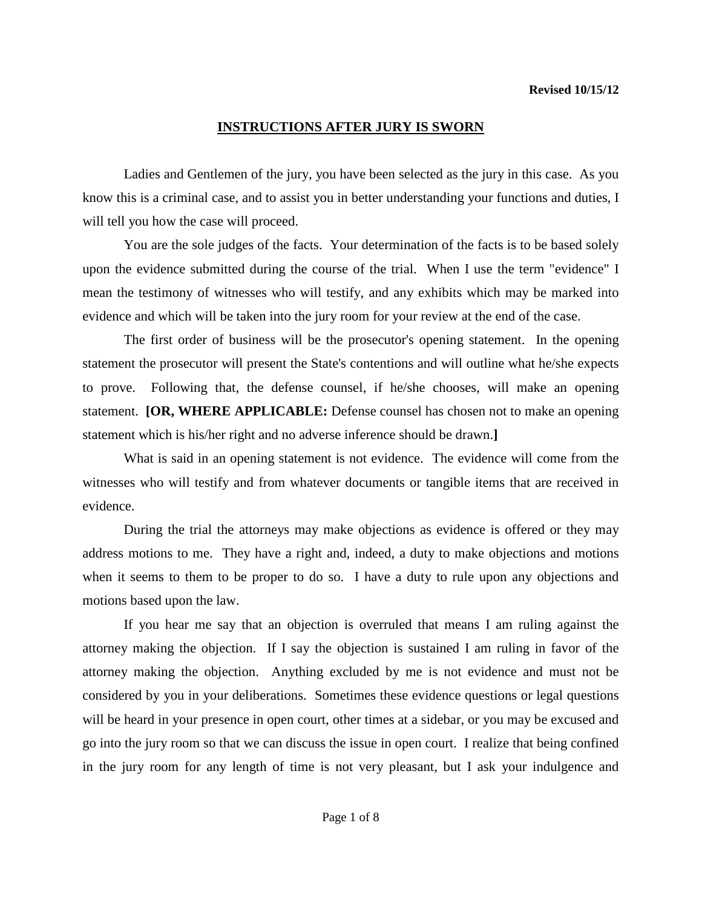**Revised 10/15/12**

## INSTRUCTIONS AFTER JURY IS SWORN

Ladies and Gentlemen of the jury, you have been selected as the jury in this case. As you know this is a criminal case, and to assist you in better understanding your functions and duties, I will tell you how the case will proceed.

You are the sole judges of the facts. Your determination of the facts is to be based solely upon the evidence submitted during the course of the trial. When I use the term "evidence" I mean the testimony of witnesses who will testify, and any exhibits which may be marked into evidence and which will be taken into the jury room for your review at the end of the case.

The first order of business will be the prosecutor's opening statement. In the opening statement the prosecutor will present the State's contentions and will outline what he/she expects to prove. Following that, the defense counsel, if he/she chooses, will make an opening statement. **[OR, WHERE APPLICABLE:** Defense counsel has chosen not to make an opening statement which is his/her right and no adverse inference should be drawn.**]**

What is said in an opening statement is not evidence. The evidence will come from the witnesses who will testify and from whatever documents or tangible items that are received in evidence.

During the trial the attorneys may make objections as evidence is offered or they may address motions to me. They have a right and, indeed, a duty to make objections and motions when it seems to them to be proper to do so. I have a duty to rule upon any objections and motions based upon the law.

If you hear me say that an objection is overruled that means I am ruling against the attorney making the objection. If I say the objection is sustained I am ruling in favor of the attorney making the objection. Anything excluded by me is not evidence and must not be considered by you in your deliberations. Sometimes these evidence questions or legal questions will be heard in your presence in open court, other times at a sidebar, or you may be excused and go into the jury room so that we can discuss the issue in open court. I realize that being confined in the jury room for any length of time is not very pleasant, but I ask your indulgence and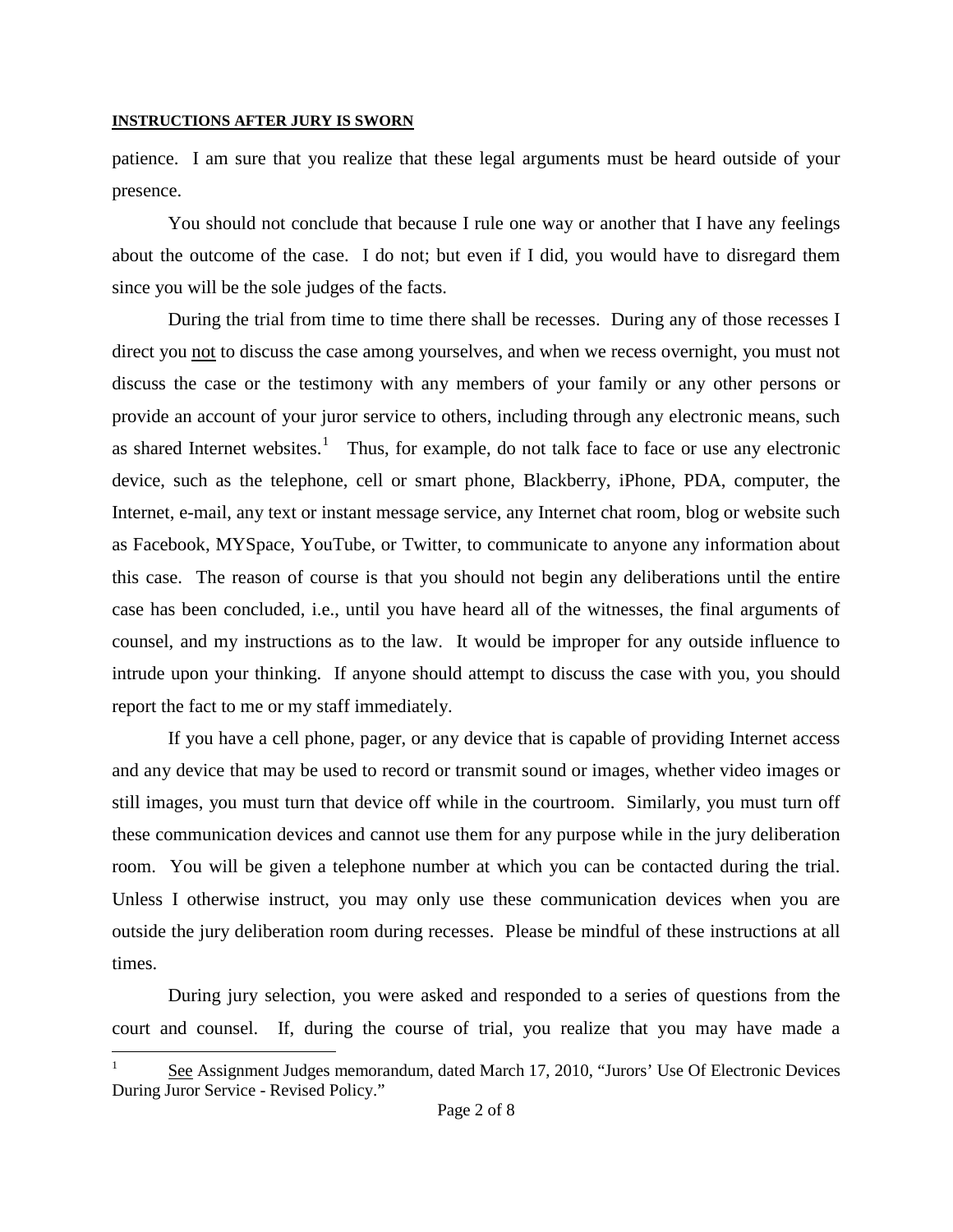patience. I am sure that you realize that these legal arguments must be heard outside of your presence.

You should not conclude that because I rule one way or another that I have any feelings about the outcome of the case. I do not; but even if I did, you would have to disregard them since you will be the sole judges of the facts.

During the trial from time to time there shall be recesses. During any of those recesses I direct you not to discuss the case among yourselves, and when we recess overnight, you must not discuss the case or the testimony with any members of your family or any other persons or provide an account of your juror service to others, including through any electronic means, such as shared Internet websites.[1] Thus, for example, do not talk face to face or use any electronic device, such as the telephone, cell or smart phone, Blackberry, iPhone, PDA, computer, the Internet, e-mail, any text or instant message service, any Internet chat room, blog or website such as Facebook, MYSpace, YouTube, or Twitter, to communicate to anyone any information about this case. The reason of course is that you should not begin any deliberations until the entire case has been concluded, i.e., until you have heard all of the witnesses, the final arguments of counsel, and my instructions as to the law. It would be improper for any outside influence to intrude upon your thinking. If anyone should attempt to discuss the case with you, you should report the fact to me or my staff immediately.

If you have a cell phone, pager, or any device that is capable of providing Internet access and any device that may be used to record or transmit sound or images, whether video images or still images, you must turn that device off while in the courtroom. Similarly, you must turn off these communication devices and cannot use them for any purpose while in the jury deliberation room. You will be given a telephone number at which you can be contacted during the trial. Unless I otherwise instruct, you may only use these communication devices when you are outside the jury deliberation room during recesses. Please be mindful of these instructions at all times.

During jury selection, you were asked and responded to a series of questions from the court and counsel. If, during the course of trial, you realize that you may have made a

---

[1] See Assignment Judges memorandum, dated March 17, 2010, "Jurors' Use Of Electronic Devices During Juror Service - Revised Policy."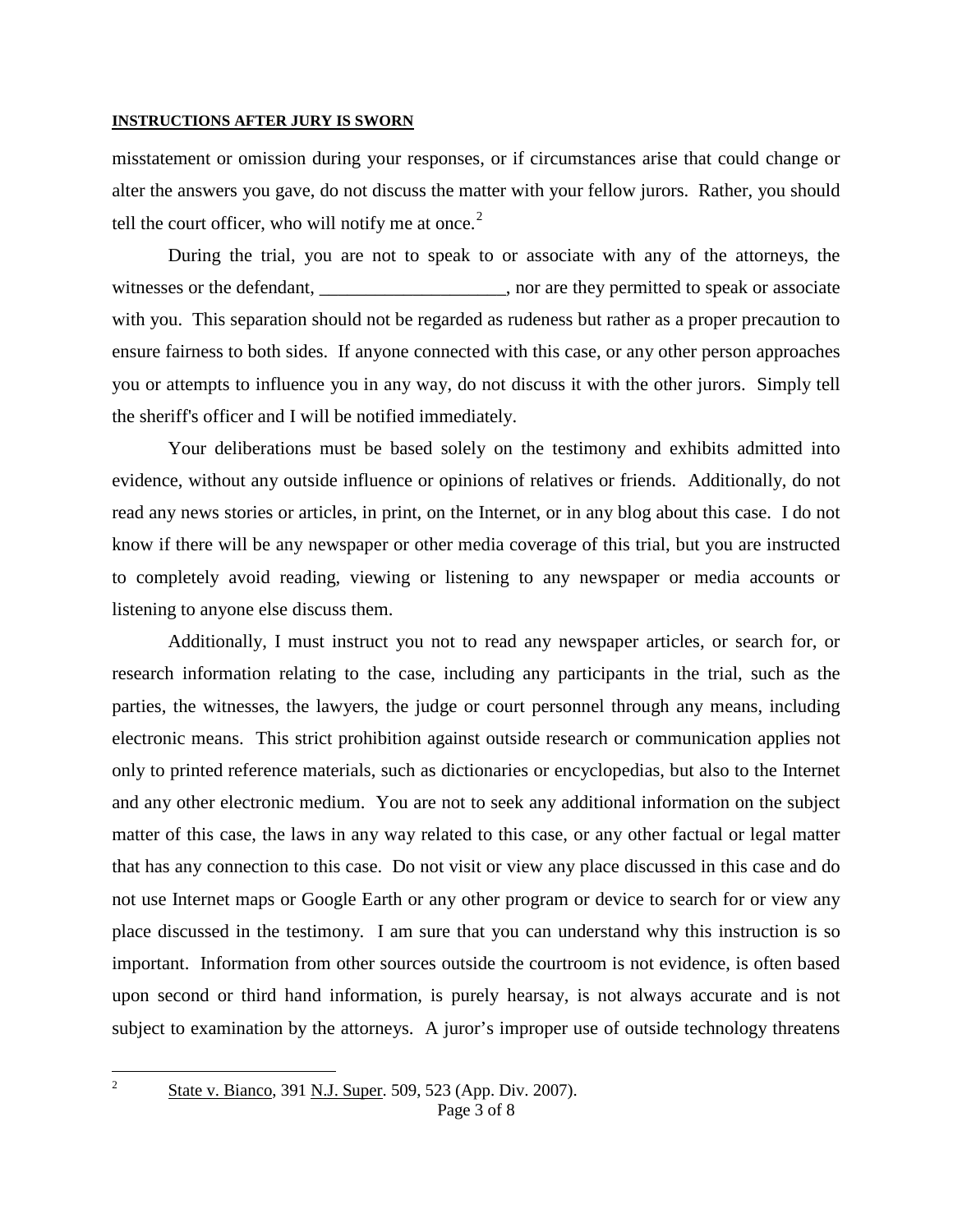misstatement or omission during your responses, or if circumstances arise that could change or alter the answers you gave, do not discuss the matter with your fellow jurors. Rather, you should tell the court officer, who will notify me at once.[2]

During the trial, you are not to speak to or associate with any of the attorneys, the witnesses or the defendant, ____________________, nor are they permitted to speak or associate with you. This separation should not be regarded as rudeness but rather as a proper precaution to ensure fairness to both sides. If anyone connected with this case, or any other person approaches you or attempts to influence you in any way, do not discuss it with the other jurors. Simply tell the sheriff's officer and I will be notified immediately.

Your deliberations must be based solely on the testimony and exhibits admitted into evidence, without any outside influence or opinions of relatives or friends. Additionally, do not read any news stories or articles, in print, on the Internet, or in any blog about this case. I do not know if there will be any newspaper or other media coverage of this trial, but you are instructed to completely avoid reading, viewing or listening to any newspaper or media accounts or listening to anyone else discuss them.

Additionally, I must instruct you not to read any newspaper articles, or search for, or research information relating to the case, including any participants in the trial, such as the parties, the witnesses, the lawyers, the judge or court personnel through any means, including electronic means. This strict prohibition against outside research or communication applies not only to printed reference materials, such as dictionaries or encyclopedias, but also to the Internet and any other electronic medium. You are not to seek any additional information on the subject matter of this case, the laws in any way related to this case, or any other factual or legal matter that has any connection to this case. Do not visit or view any place discussed in this case and do not use Internet maps or Google Earth or any other program or device to search for or view any place discussed in the testimony. I am sure that you can understand why this instruction is so important. Information from other sources outside the courtroom is not evidence, is often based upon second or third hand information, is purely hearsay, is not always accurate and is not subject to examination by the attorneys. A juror's improper use of outside technology threatens

---

[2] State v. Bianco, 391 N.J. Super. 509, 523 (App. Div. 2007).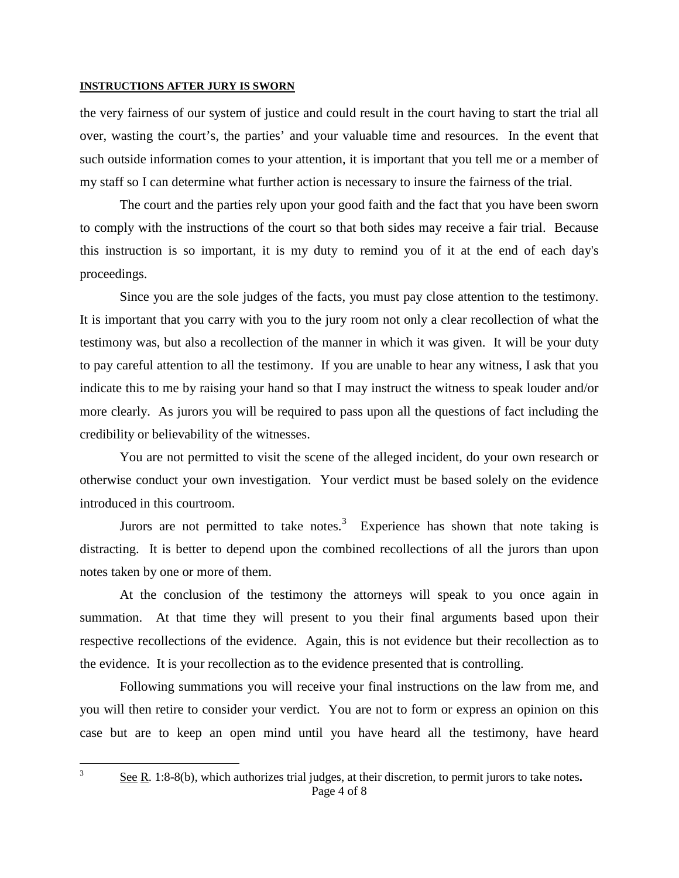the very fairness of our system of justice and could result in the court having to start the trial all over, wasting the court's, the parties' and your valuable time and resources. In the event that such outside information comes to your attention, it is important that you tell me or a member of my staff so I can determine what further action is necessary to insure the fairness of the trial.

The court and the parties rely upon your good faith and the fact that you have been sworn to comply with the instructions of the court so that both sides may receive a fair trial. Because this instruction is so important, it is my duty to remind you of it at the end of each day's proceedings.

Since you are the sole judges of the facts, you must pay close attention to the testimony. It is important that you carry with you to the jury room not only a clear recollection of what the testimony was, but also a recollection of the manner in which it was given. It will be your duty to pay careful attention to all the testimony. If you are unable to hear any witness, I ask that you indicate this to me by raising your hand so that I may instruct the witness to speak louder and/or more clearly. As jurors you will be required to pass upon all the questions of fact including the credibility or believability of the witnesses.

You are not permitted to visit the scene of the alleged incident, do your own research or otherwise conduct your own investigation. Your verdict must be based solely on the evidence introduced in this courtroom.

Jurors are not permitted to take notes.[3] Experience has shown that note taking is distracting. It is better to depend upon the combined recollections of all the jurors than upon notes taken by one or more of them.

At the conclusion of the testimony the attorneys will speak to you once again in summation. At that time they will present to you their final arguments based upon their respective recollections of the evidence. Again, this is not evidence but their recollection as to the evidence. It is your recollection as to the evidence presented that is controlling.

Following summations you will receive your final instructions on the law from me, and you will then retire to consider your verdict. You are not to form or express an opinion on this case but are to keep an open mind until you have heard all the testimony, have heard

---

[3] See R. 1:8-8(b), which authorizes trial judges, at their discretion, to permit jurors to take notes**.**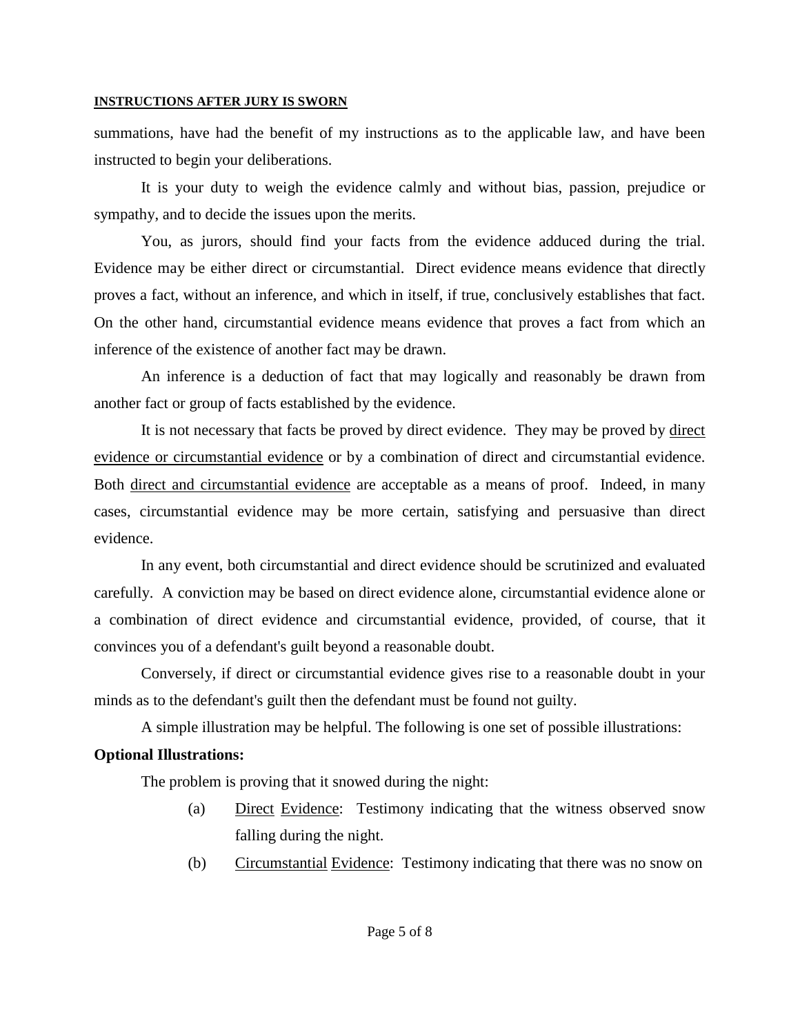summations, have had the benefit of my instructions as to the applicable law, and have been instructed to begin your deliberations.

It is your duty to weigh the evidence calmly and without bias, passion, prejudice or sympathy, and to decide the issues upon the merits.

You, as jurors, should find your facts from the evidence adduced during the trial. Evidence may be either direct or circumstantial. Direct evidence means evidence that directly proves a fact, without an inference, and which in itself, if true, conclusively establishes that fact. On the other hand, circumstantial evidence means evidence that proves a fact from which an inference of the existence of another fact may be drawn.

An inference is a deduction of fact that may logically and reasonably be drawn from another fact or group of facts established by the evidence.

It is not necessary that facts be proved by direct evidence. They may be proved by <u>direct evidence or circumstantial evidence</u> or by a combination of direct and circumstantial evidence. Both <u>direct and circumstantial evidence</u> are acceptable as a means of proof. Indeed, in many cases, circumstantial evidence may be more certain, satisfying and persuasive than direct evidence.

In any event, both circumstantial and direct evidence should be scrutinized and evaluated carefully. A conviction may be based on direct evidence alone, circumstantial evidence alone or a combination of direct evidence and circumstantial evidence, provided, of course, that it convinces you of a defendant's guilt beyond a reasonable doubt.

Conversely, if direct or circumstantial evidence gives rise to a reasonable doubt in your minds as to the defendant's guilt then the defendant must be found not guilty.

A simple illustration may be helpful. The following is one set of possible illustrations:

**Optional Illustrations:**

The problem is proving that it snowed during the night:

(a) <u>Direct</u> <u>Evidence</u>: Testimony indicating that the witness observed snow falling during the night.

(b) <u>Circumstantial</u> <u>Evidence</u>: Testimony indicating that there was no snow on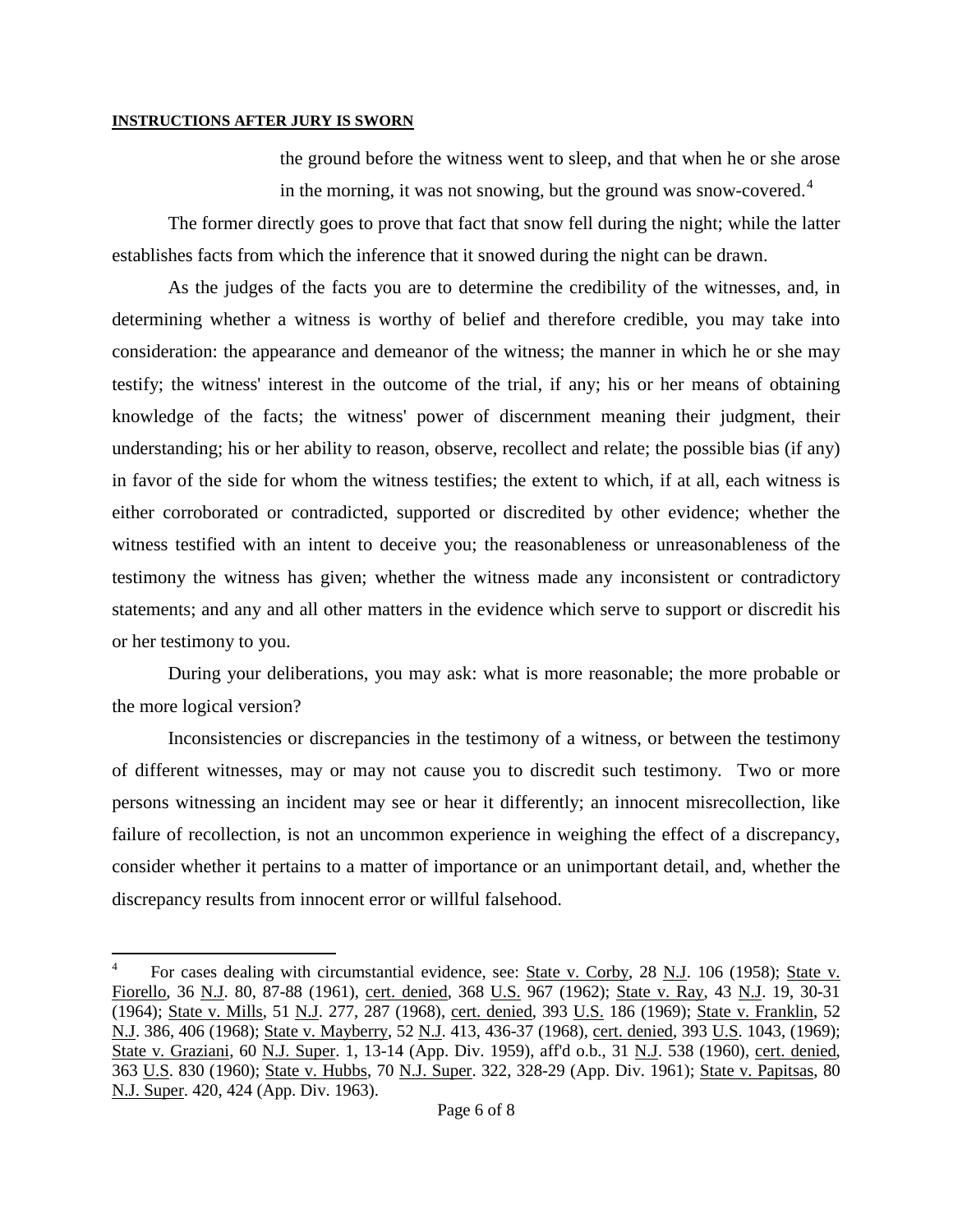the ground before the witness went to sleep, and that when he or she arose in the morning, it was not snowing, but the ground was snow-covered.[4]

The former directly goes to prove that fact that snow fell during the night; while the latter establishes facts from which the inference that it snowed during the night can be drawn.

As the judges of the facts you are to determine the credibility of the witnesses, and, in determining whether a witness is worthy of belief and therefore credible, you may take into consideration: the appearance and demeanor of the witness; the manner in which he or she may testify; the witness' interest in the outcome of the trial, if any; his or her means of obtaining knowledge of the facts; the witness' power of discernment meaning their judgment, their understanding; his or her ability to reason, observe, recollect and relate; the possible bias (if any) in favor of the side for whom the witness testifies; the extent to which, if at all, each witness is either corroborated or contradicted, supported or discredited by other evidence; whether the witness testified with an intent to deceive you; the reasonableness or unreasonableness of the testimony the witness has given; whether the witness made any inconsistent or contradictory statements; and any and all other matters in the evidence which serve to support or discredit his or her testimony to you.

During your deliberations, you may ask: what is more reasonable; the more probable or the more logical version?

Inconsistencies or discrepancies in the testimony of a witness, or between the testimony of different witnesses, may or may not cause you to discredit such testimony. Two or more persons witnessing an incident may see or hear it differently; an innocent misrecollection, like failure of recollection, is not an uncommon experience in weighing the effect of a discrepancy, consider whether it pertains to a matter of importance or an unimportant detail, and, whether the discrepancy results from innocent error or willful falsehood.

---

[4] For cases dealing with circumstantial evidence, see: State v. Corby, 28 N.J. 106 (1958); State v. Fiorello, 36 N.J. 80, 87-88 (1961), cert. denied, 368 U.S. 967 (1962); State v. Ray, 43 N.J. 19, 30-31 (1964); State v. Mills, 51 N.J. 277, 287 (1968), cert. denied, 393 U.S. 186 (1969); State v. Franklin, 52 N.J. 386, 406 (1968); State v. Mayberry, 52 N.J. 413, 436-37 (1968), cert. denied, 393 U.S. 1043, (1969); State v. Graziani, 60 N.J. Super. 1, 13-14 (App. Div. 1959), aff'd o.b., 31 N.J. 538 (1960), cert. denied, 363 U.S. 830 (1960); State v. Hubbs, 70 N.J. Super. 322, 328-29 (App. Div. 1961); State v. Papitsas, 80 N.J. Super. 420, 424 (App. Div. 1963).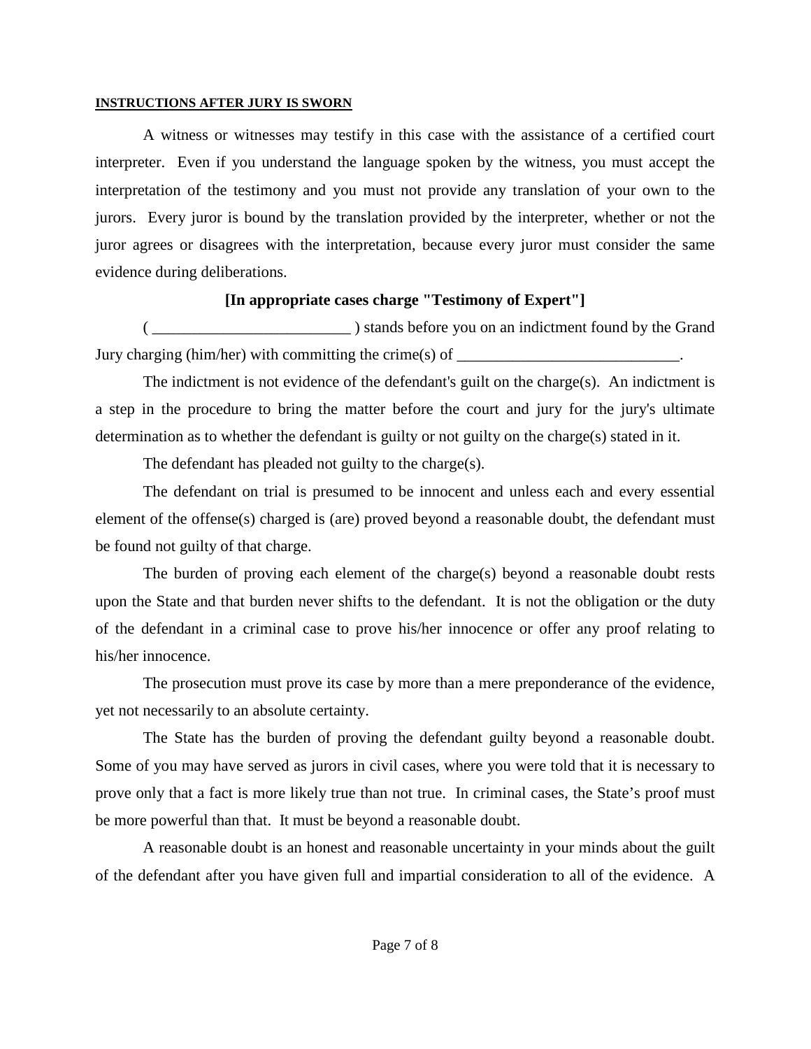**INSTRUCTIONS AFTER JURY IS SWORN**

A witness or witnesses may testify in this case with the assistance of a certified court interpreter. Even if you understand the language spoken by the witness, you must accept the interpretation of the testimony and you must not provide any translation of your own to the jurors. Every juror is bound by the translation provided by the interpreter, whether or not the juror agrees or disagrees with the interpretation, because every juror must consider the same evidence during deliberations.

**[In appropriate cases charge "Testimony of Expert"]**

( _________________________ ) stands before you on an indictment found by the Grand Jury charging (him/her) with committing the crime(s) of ____________________________.

The indictment is not evidence of the defendant's guilt on the charge(s). An indictment is a step in the procedure to bring the matter before the court and jury for the jury's ultimate determination as to whether the defendant is guilty or not guilty on the charge(s) stated in it.

The defendant has pleaded not guilty to the charge(s).

The defendant on trial is presumed to be innocent and unless each and every essential element of the offense(s) charged is (are) proved beyond a reasonable doubt, the defendant must be found not guilty of that charge.

The burden of proving each element of the charge(s) beyond a reasonable doubt rests upon the State and that burden never shifts to the defendant. It is not the obligation or the duty of the defendant in a criminal case to prove his/her innocence or offer any proof relating to his/her innocence.

The prosecution must prove its case by more than a mere preponderance of the evidence, yet not necessarily to an absolute certainty.

The State has the burden of proving the defendant guilty beyond a reasonable doubt. Some of you may have served as jurors in civil cases, where you were told that it is necessary to prove only that a fact is more likely true than not true. In criminal cases, the State's proof must be more powerful than that. It must be beyond a reasonable doubt.

A reasonable doubt is an honest and reasonable uncertainty in your minds about the guilt of the defendant after you have given full and impartial consideration to all of the evidence. A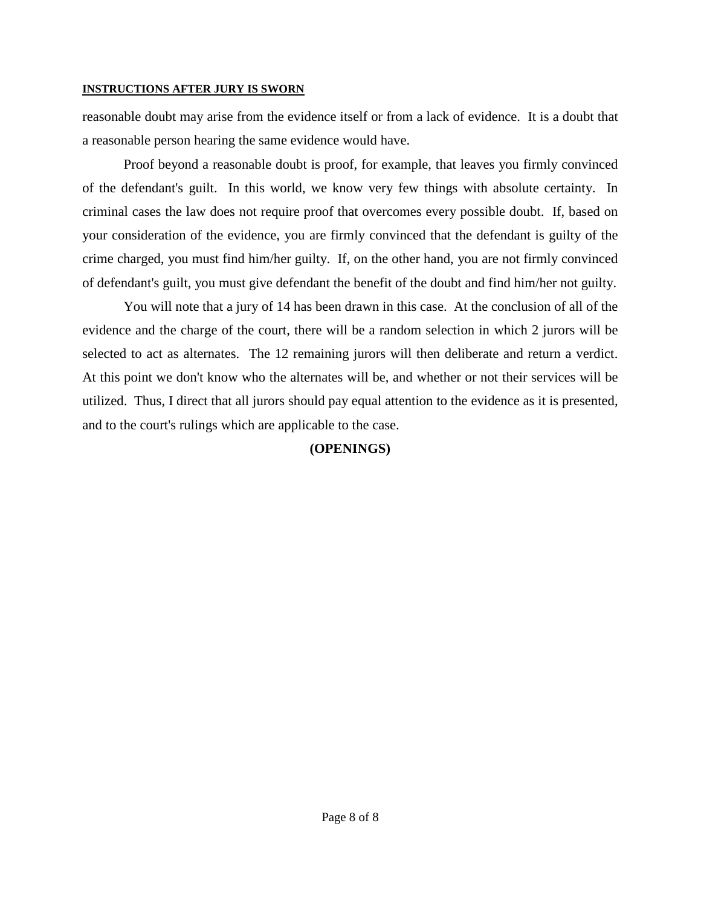reasonable doubt may arise from the evidence itself or from a lack of evidence. It is a doubt that a reasonable person hearing the same evidence would have.

Proof beyond a reasonable doubt is proof, for example, that leaves you firmly convinced of the defendant's guilt. In this world, we know very few things with absolute certainty. In criminal cases the law does not require proof that overcomes every possible doubt. If, based on your consideration of the evidence, you are firmly convinced that the defendant is guilty of the crime charged, you must find him/her guilty. If, on the other hand, you are not firmly convinced of defendant's guilt, you must give defendant the benefit of the doubt and find him/her not guilty.

You will note that a jury of 14 has been drawn in this case. At the conclusion of all of the evidence and the charge of the court, there will be a random selection in which 2 jurors will be selected to act as alternates. The 12 remaining jurors will then deliberate and return a verdict. At this point we don't know who the alternates will be, and whether or not their services will be utilized. Thus, I direct that all jurors should pay equal attention to the evidence as it is presented, and to the court's rulings which are applicable to the case.

**(OPENINGS)**